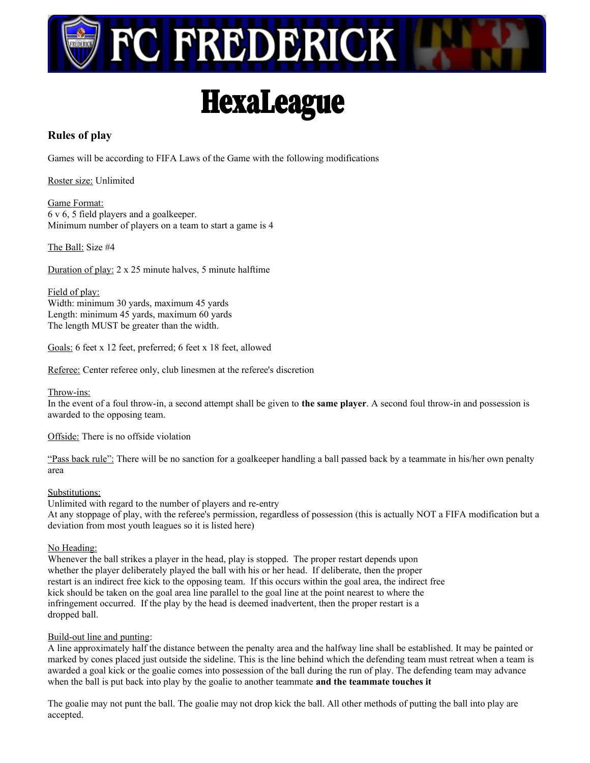# FC FREDERICK

# HexaLeague

## Rules of play

Games will be according to FIFA Laws of the Game with the following modifications

Roster size: Unlimited

Game Format:
6 v 6, 5 field players and a goalkeeper.
Minimum number of players on a team to start a game is 4

The Ball: Size #4

Duration of play: 2 x 25 minute halves, 5 minute halftime

Field of play:
Width: minimum 30 yards, maximum 45 yards
Length: minimum 45 yards, maximum 60 yards
The length MUST be greater than the width.

Goals: 6 feet x 12 feet, preferred; 6 feet x 18 feet, allowed

Referee: Center referee only, club linesmen at the referee's discretion

Throw-ins:
In the event of a foul throw-in, a second attempt shall be given to **the same player**. A second foul throw-in and possession is awarded to the opposing team.

Offside: There is no offside violation

"Pass back rule": There will be no sanction for a goalkeeper handling a ball passed back by a teammate in his/her own penalty area

Substitutions:
Unlimited with regard to the number of players and re-entry
At any stoppage of play, with the referee's permission, regardless of possession (this is actually NOT a FIFA modification but a deviation from most youth leagues so it is listed here)

No Heading:
Whenever the ball strikes a player in the head, play is stopped. The proper restart depends upon whether the player deliberately played the ball with his or her head. If deliberate, then the proper restart is an indirect free kick to the opposing team. If this occurs within the goal area, the indirect free kick should be taken on the goal area line parallel to the goal line at the point nearest to where the infringement occurred. If the play by the head is deemed inadvertent, then the proper restart is a dropped ball.

Build-out line and punting:
A line approximately half the distance between the penalty area and the halfway line shall be established. It may be painted or marked by cones placed just outside the sideline. This is the line behind which the defending team must retreat when a team is awarded a goal kick or the goalie comes into possession of the ball during the run of play. The defending team may advance when the ball is put back into play by the goalie to another teammate **and the teammate touches it**

The goalie may not punt the ball. The goalie may not drop kick the ball. All other methods of putting the ball into play are accepted.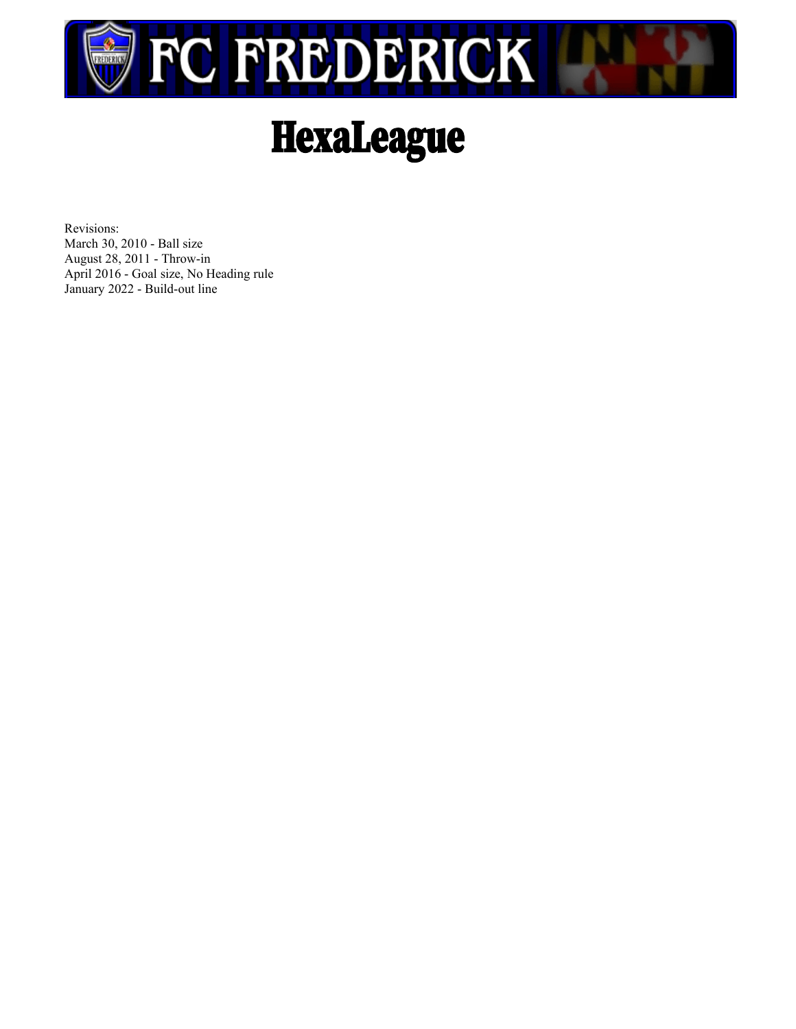# FC FREDERICK

# HexaLeague

Revisions:
March 30, 2010 - Ball size
August 28, 2011 - Throw-in
April 2016 - Goal size, No Heading rule
January 2022 - Build-out line